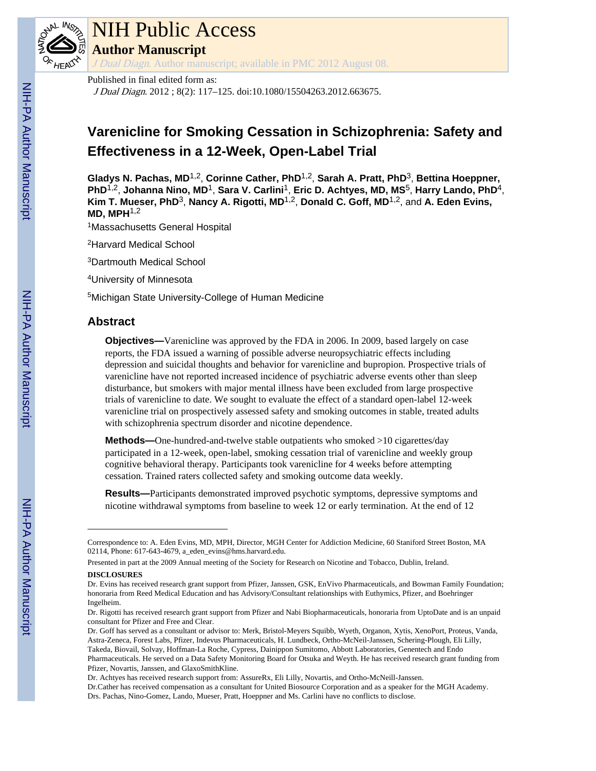# NIH Public Access

**Author Manuscript**

*J Dual Diagn*. Author manuscript; available in PMC 2012 August 08.

Published in final edited form as:

*J Dual Diagn*. 2012 ; 8(2): 117–125. doi:10.1080/15504263.2012.663675.

# Varenicline for Smoking Cessation in Schizophrenia: Safety and Effectiveness in a 12-Week, Open-Label Trial

**Gladys N. Pachas, MD**[1,2], **Corinne Cather, PhD**[1,2], **Sarah A. Pratt, PhD**[3], **Bettina Hoeppner, PhD**[1,2], **Johanna Nino, MD**[1], **Sara V. Carlini**[1], **Eric D. Achtyes, MD, MS**[5], **Harry Lando, PhD**[4], **Kim T. Mueser, PhD**[3], **Nancy A. Rigotti, MD**[1,2], **Donald C. Goff, MD**[1,2], and **A. Eden Evins, MD, MPH**[1,2]

[1]Massachusetts General Hospital

[2]Harvard Medical School

[3]Dartmouth Medical School

[4]University of Minnesota

[5]Michigan State University-College of Human Medicine

## Abstract

**Objectives—**Varenicline was approved by the FDA in 2006. In 2009, based largely on case reports, the FDA issued a warning of possible adverse neuropsychiatric effects including depression and suicidal thoughts and behavior for varenicline and bupropion. Prospective trials of varenicline have not reported increased incidence of psychiatric adverse events other than sleep disturbance, but smokers with major mental illness have been excluded from large prospective trials of varenicline to date. We sought to evaluate the effect of a standard open-label 12-week varenicline trial on prospectively assessed safety and smoking outcomes in stable, treated adults with schizophrenia spectrum disorder and nicotine dependence.

**Methods—**One-hundred-and-twelve stable outpatients who smoked >10 cigarettes/day participated in a 12-week, open-label, smoking cessation trial of varenicline and weekly group cognitive behavioral therapy. Participants took varenicline for 4 weeks before attempting cessation. Trained raters collected safety and smoking outcome data weekly.

**Results—**Participants demonstrated improved psychotic symptoms, depressive symptoms and nicotine withdrawal symptoms from baseline to week 12 or early termination. At the end of 12

---

Correspondence to: A. Eden Evins, MD, MPH, Director, MGH Center for Addiction Medicine, 60 Staniford Street Boston, MA 02114, Phone: 617-643-4679, a_eden_evins@hms.harvard.edu.

Presented in part at the 2009 Annual meeting of the Society for Research on Nicotine and Tobacco, Dublin, Ireland.

**DISCLOSURES**

Dr. Evins has received research grant support from Pfizer, Janssen, GSK, EnVivo Pharmaceuticals, and Bowman Family Foundation; honoraria from Reed Medical Education and has Advisory/Consultant relationships with Euthymics, Pfizer, and Boehringer Ingelheim.

Dr. Rigotti has received research grant support from Pfizer and Nabi Biopharmaceuticals, honoraria from UptoDate and is an unpaid consultant for Pfizer and Free and Clear.

Dr. Goff has served as a consultant or advisor to: Merk, Bristol-Meyers Squibb, Wyeth, Organon, Xytis, XenoPort, Proteus, Vanda, Astra-Zeneca, Forest Labs, Pfizer, Indevus Pharmaceuticals, H. Lundbeck, Ortho-McNeil-Janssen, Schering-Plough, Eli Lilly, Takeda, Biovail, Solvay, Hoffman-La Roche, Cypress, Dainippon Sumitomo, Abbott Laboratories, Genentech and Endo Pharmaceuticals. He served on a Data Safety Monitoring Board for Otsuka and Weyth. He has received research grant funding from Pfizer, Novartis, Janssen, and GlaxoSmithKline.

Dr. Achtyes has received research support from: AssureRx, Eli Lilly, Novartis, and Ortho-McNeill-Janssen.

Dr.Cather has received compensation as a consultant for United Biosource Corporation and as a speaker for the MGH Academy.

Drs. Pachas, Nino-Gomez, Lando, Mueser, Pratt, Hoeppner and Ms. Carlini have no conflicts to disclose.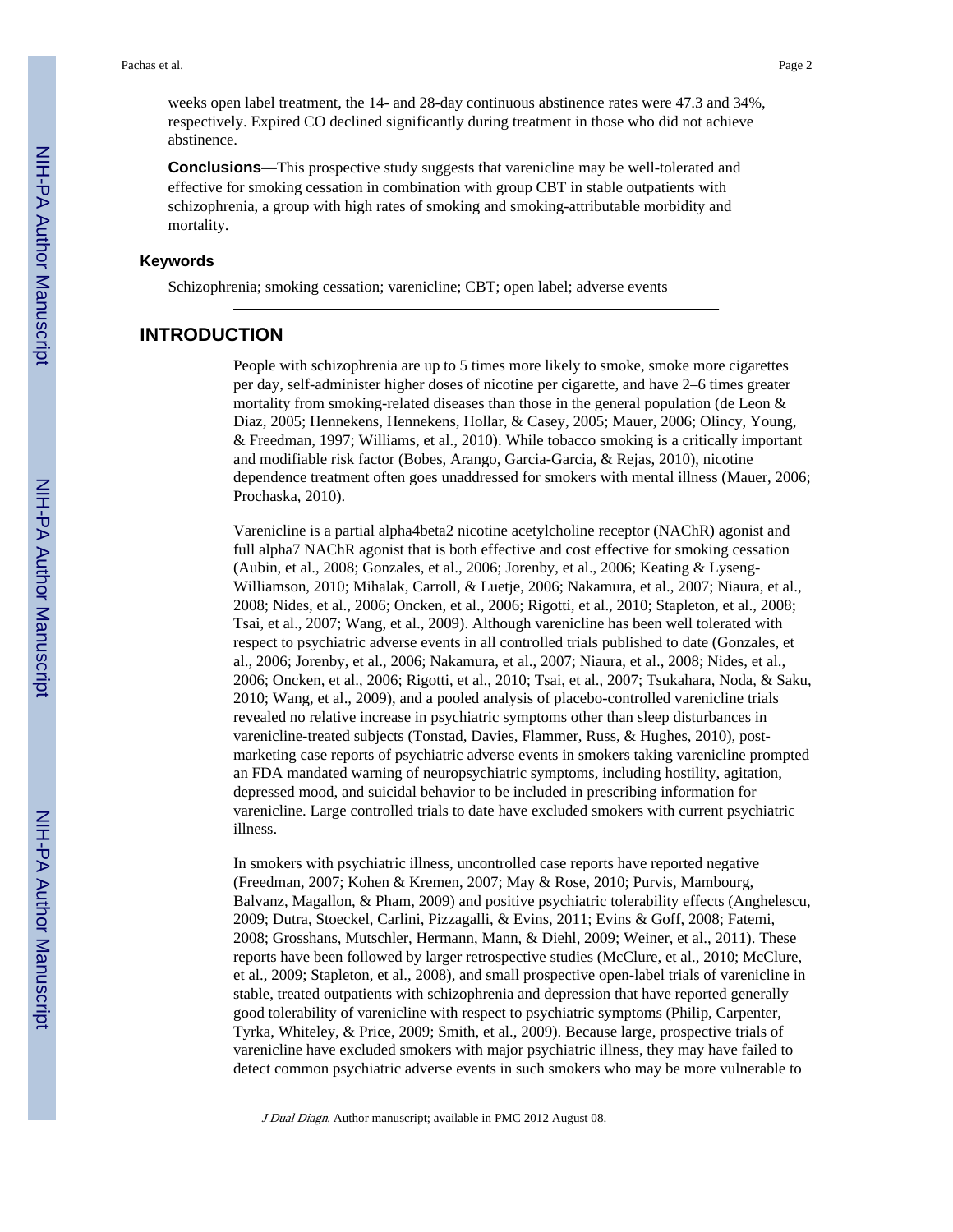weeks open label treatment, the 14- and 28-day continuous abstinence rates were 47.3 and 34%, respectively. Expired CO declined significantly during treatment in those who did not achieve abstinence.

**Conclusions—**This prospective study suggests that varenicline may be well-tolerated and effective for smoking cessation in combination with group CBT in stable outpatients with schizophrenia, a group with high rates of smoking and smoking-attributable morbidity and mortality.

### Keywords

Schizophrenia; smoking cessation; varenicline; CBT; open label; adverse events

## INTRODUCTION

People with schizophrenia are up to 5 times more likely to smoke, smoke more cigarettes per day, self-administer higher doses of nicotine per cigarette, and have 2–6 times greater mortality from smoking-related diseases than those in the general population (de Leon & Diaz, 2005; Hennekens, Hennekens, Hollar, & Casey, 2005; Mauer, 2006; Olincy, Young, & Freedman, 1997; Williams, et al., 2010). While tobacco smoking is a critically important and modifiable risk factor (Bobes, Arango, Garcia-Garcia, & Rejas, 2010), nicotine dependence treatment often goes unaddressed for smokers with mental illness (Mauer, 2006; Prochaska, 2010).

Varenicline is a partial alpha4beta2 nicotine acetylcholine receptor (NAChR) agonist and full alpha7 NAChR agonist that is both effective and cost effective for smoking cessation (Aubin, et al., 2008; Gonzales, et al., 2006; Jorenby, et al., 2006; Keating & Lyseng-Williamson, 2010; Mihalak, Carroll, & Luetje, 2006; Nakamura, et al., 2007; Niaura, et al., 2008; Nides, et al., 2006; Oncken, et al., 2006; Rigotti, et al., 2010; Stapleton, et al., 2008; Tsai, et al., 2007; Wang, et al., 2009). Although varenicline has been well tolerated with respect to psychiatric adverse events in all controlled trials published to date (Gonzales, et al., 2006; Jorenby, et al., 2006; Nakamura, et al., 2007; Niaura, et al., 2008; Nides, et al., 2006; Oncken, et al., 2006; Rigotti, et al., 2010; Tsai, et al., 2007; Tsukahara, Noda, & Saku, 2010; Wang, et al., 2009), and a pooled analysis of placebo-controlled varenicline trials revealed no relative increase in psychiatric symptoms other than sleep disturbances in varenicline-treated subjects (Tonstad, Davies, Flammer, Russ, & Hughes, 2010), post-marketing case reports of psychiatric adverse events in smokers taking varenicline prompted an FDA mandated warning of neuropsychiatric symptoms, including hostility, agitation, depressed mood, and suicidal behavior to be included in prescribing information for varenicline. Large controlled trials to date have excluded smokers with current psychiatric illness.

In smokers with psychiatric illness, uncontrolled case reports have reported negative (Freedman, 2007; Kohen & Kremen, 2007; May & Rose, 2010; Purvis, Mambourg, Balvanz, Magallon, & Pham, 2009) and positive psychiatric tolerability effects (Anghelescu, 2009; Dutra, Stoeckel, Carlini, Pizzagalli, & Evins, 2011; Evins & Goff, 2008; Fatemi, 2008; Grosshans, Mutschler, Hermann, Mann, & Diehl, 2009; Weiner, et al., 2011). These reports have been followed by larger retrospective studies (McClure, et al., 2010; McClure, et al., 2009; Stapleton, et al., 2008), and small prospective open-label trials of varenicline in stable, treated outpatients with schizophrenia and depression that have reported generally good tolerability of varenicline with respect to psychiatric symptoms (Philip, Carpenter, Tyrka, Whiteley, & Price, 2009; Smith, et al., 2009). Because large, prospective trials of varenicline have excluded smokers with major psychiatric illness, they may have failed to detect common psychiatric adverse events in such smokers who may be more vulnerable to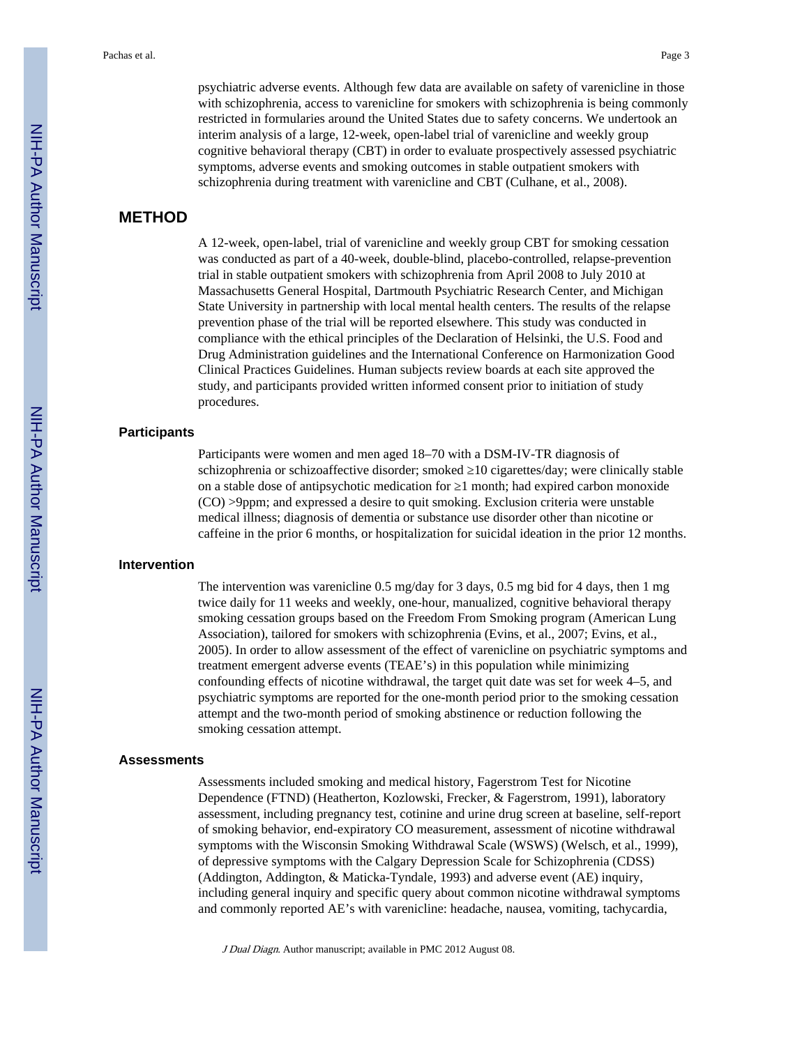psychiatric adverse events. Although few data are available on safety of varenicline in those with schizophrenia, access to varenicline for smokers with schizophrenia is being commonly restricted in formularies around the United States due to safety concerns. We undertook an interim analysis of a large, 12-week, open-label trial of varenicline and weekly group cognitive behavioral therapy (CBT) in order to evaluate prospectively assessed psychiatric symptoms, adverse events and smoking outcomes in stable outpatient smokers with schizophrenia during treatment with varenicline and CBT (Culhane, et al., 2008).

## METHOD

A 12-week, open-label, trial of varenicline and weekly group CBT for smoking cessation was conducted as part of a 40-week, double-blind, placebo-controlled, relapse-prevention trial in stable outpatient smokers with schizophrenia from April 2008 to July 2010 at Massachusetts General Hospital, Dartmouth Psychiatric Research Center, and Michigan State University in partnership with local mental health centers. The results of the relapse prevention phase of the trial will be reported elsewhere. This study was conducted in compliance with the ethical principles of the Declaration of Helsinki, the U.S. Food and Drug Administration guidelines and the International Conference on Harmonization Good Clinical Practices Guidelines. Human subjects review boards at each site approved the study, and participants provided written informed consent prior to initiation of study procedures.

### Participants

Participants were women and men aged 18–70 with a DSM-IV-TR diagnosis of schizophrenia or schizoaffective disorder; smoked ≥10 cigarettes/day; were clinically stable on a stable dose of antipsychotic medication for ≥1 month; had expired carbon monoxide (CO) >9ppm; and expressed a desire to quit smoking. Exclusion criteria were unstable medical illness; diagnosis of dementia or substance use disorder other than nicotine or caffeine in the prior 6 months, or hospitalization for suicidal ideation in the prior 12 months.

### Intervention

The intervention was varenicline 0.5 mg/day for 3 days, 0.5 mg bid for 4 days, then 1 mg twice daily for 11 weeks and weekly, one-hour, manualized, cognitive behavioral therapy smoking cessation groups based on the Freedom From Smoking program (American Lung Association), tailored for smokers with schizophrenia (Evins, et al., 2007; Evins, et al., 2005). In order to allow assessment of the effect of varenicline on psychiatric symptoms and treatment emergent adverse events (TEAE's) in this population while minimizing confounding effects of nicotine withdrawal, the target quit date was set for week 4–5, and psychiatric symptoms are reported for the one-month period prior to the smoking cessation attempt and the two-month period of smoking abstinence or reduction following the smoking cessation attempt.

### Assessments

Assessments included smoking and medical history, Fagerstrom Test for Nicotine Dependence (FTND) (Heatherton, Kozlowski, Frecker, & Fagerstrom, 1991), laboratory assessment, including pregnancy test, cotinine and urine drug screen at baseline, self-report of smoking behavior, end-expiratory CO measurement, assessment of nicotine withdrawal symptoms with the Wisconsin Smoking Withdrawal Scale (WSWS) (Welsch, et al., 1999), of depressive symptoms with the Calgary Depression Scale for Schizophrenia (CDSS) (Addington, Addington, & Maticka-Tyndale, 1993) and adverse event (AE) inquiry, including general inquiry and specific query about common nicotine withdrawal symptoms and commonly reported AE's with varenicline: headache, nausea, vomiting, tachycardia,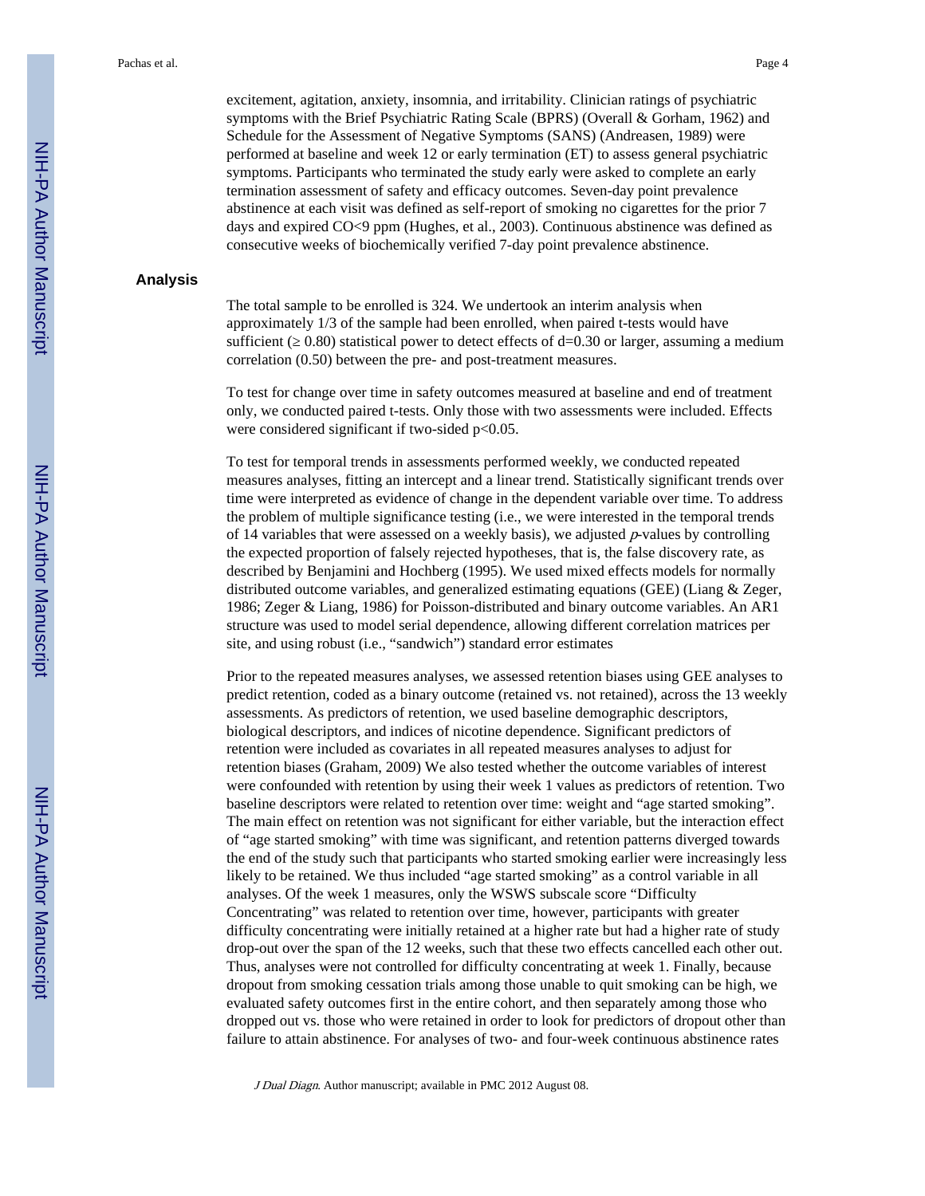excitement, agitation, anxiety, insomnia, and irritability. Clinician ratings of psychiatric symptoms with the Brief Psychiatric Rating Scale (BPRS) (Overall & Gorham, 1962) and Schedule for the Assessment of Negative Symptoms (SANS) (Andreasen, 1989) were performed at baseline and week 12 or early termination (ET) to assess general psychiatric symptoms. Participants who terminated the study early were asked to complete an early termination assessment of safety and efficacy outcomes. Seven-day point prevalence abstinence at each visit was defined as self-report of smoking no cigarettes for the prior 7 days and expired CO<9 ppm (Hughes, et al., 2003). Continuous abstinence was defined as consecutive weeks of biochemically verified 7-day point prevalence abstinence.

## Analysis

The total sample to be enrolled is 324. We undertook an interim analysis when approximately 1/3 of the sample had been enrolled, when paired t-tests would have sufficient ($\geq 0.80$) statistical power to detect effects of d=0.30 or larger, assuming a medium correlation (0.50) between the pre- and post-treatment measures.

To test for change over time in safety outcomes measured at baseline and end of treatment only, we conducted paired t-tests. Only those with two assessments were included. Effects were considered significant if two-sided $p<0.05$.

To test for temporal trends in assessments performed weekly, we conducted repeated measures analyses, fitting an intercept and a linear trend. Statistically significant trends over time were interpreted as evidence of change in the dependent variable over time. To address the problem of multiple significance testing (i.e., we were interested in the temporal trends of 14 variables that were assessed on a weekly basis), we adjusted *p*-values by controlling the expected proportion of falsely rejected hypotheses, that is, the false discovery rate, as described by Benjamini and Hochberg (1995). We used mixed effects models for normally distributed outcome variables, and generalized estimating equations (GEE) (Liang & Zeger, 1986; Zeger & Liang, 1986) for Poisson-distributed and binary outcome variables. An AR1 structure was used to model serial dependence, allowing different correlation matrices per site, and using robust (i.e., "sandwich") standard error estimates

Prior to the repeated measures analyses, we assessed retention biases using GEE analyses to predict retention, coded as a binary outcome (retained vs. not retained), across the 13 weekly assessments. As predictors of retention, we used baseline demographic descriptors, biological descriptors, and indices of nicotine dependence. Significant predictors of retention were included as covariates in all repeated measures analyses to adjust for retention biases (Graham, 2009) We also tested whether the outcome variables of interest were confounded with retention by using their week 1 values as predictors of retention. Two baseline descriptors were related to retention over time: weight and "age started smoking". The main effect on retention was not significant for either variable, but the interaction effect of "age started smoking" with time was significant, and retention patterns diverged towards the end of the study such that participants who started smoking earlier were increasingly less likely to be retained. We thus included "age started smoking" as a control variable in all analyses. Of the week 1 measures, only the WSWS subscale score "Difficulty Concentrating" was related to retention over time, however, participants with greater difficulty concentrating were initially retained at a higher rate but had a higher rate of study drop-out over the span of the 12 weeks, such that these two effects cancelled each other out. Thus, analyses were not controlled for difficulty concentrating at week 1. Finally, because dropout from smoking cessation trials among those unable to quit smoking can be high, we evaluated safety outcomes first in the entire cohort, and then separately among those who dropped out vs. those who were retained in order to look for predictors of dropout other than failure to attain abstinence. For analyses of two- and four-week continuous abstinence rates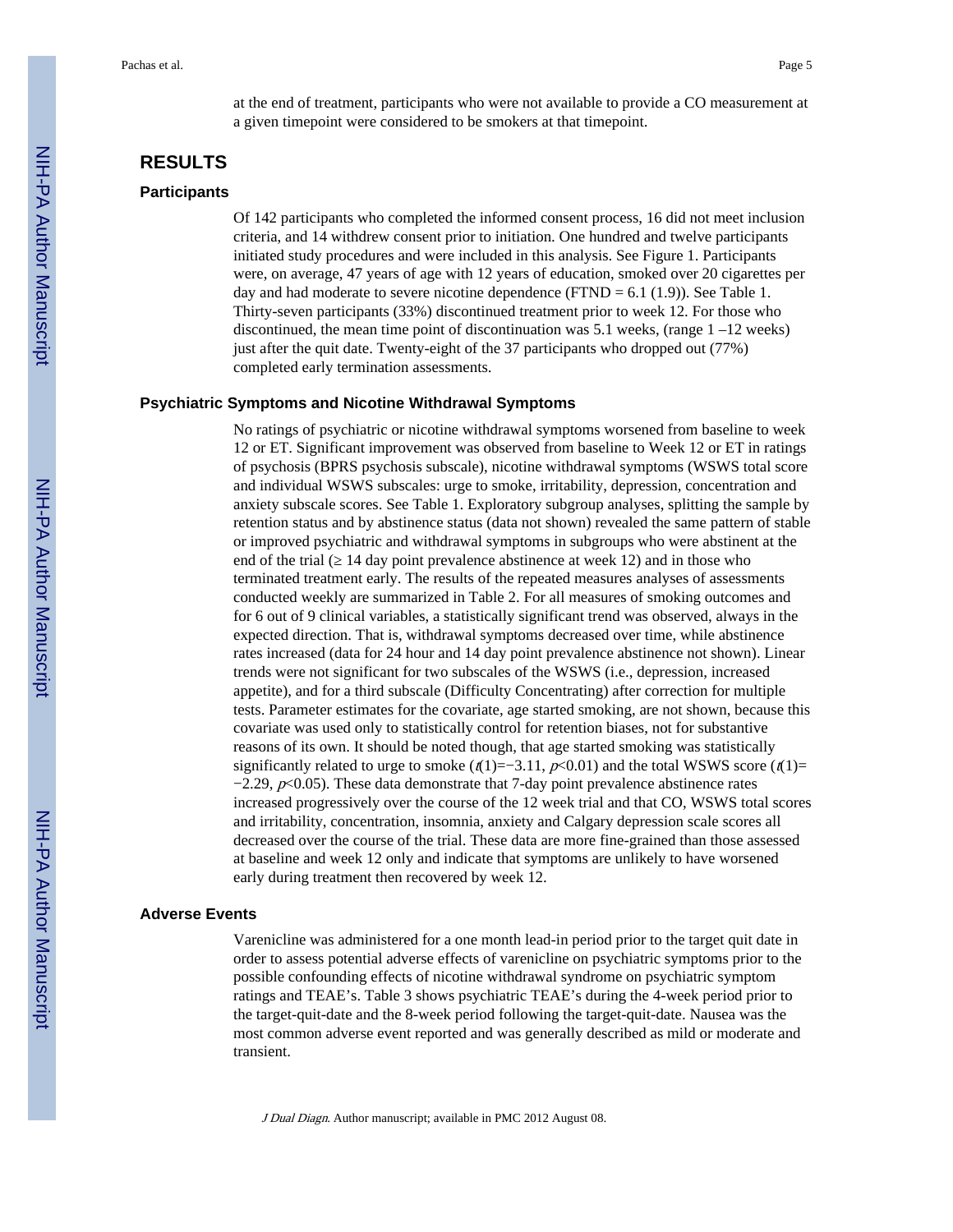at the end of treatment, participants who were not available to provide a CO measurement at a given timepoint were considered to be smokers at that timepoint.

# RESULTS

## Participants

Of 142 participants who completed the informed consent process, 16 did not meet inclusion criteria, and 14 withdrew consent prior to initiation. One hundred and twelve participants initiated study procedures and were included in this analysis. See Figure 1. Participants were, on average, 47 years of age with 12 years of education, smoked over 20 cigarettes per day and had moderate to severe nicotine dependence (FTND = 6.1 (1.9)). See Table 1. Thirty-seven participants (33%) discontinued treatment prior to week 12. For those who discontinued, the mean time point of discontinuation was 5.1 weeks, (range 1 –12 weeks) just after the quit date. Twenty-eight of the 37 participants who dropped out (77%) completed early termination assessments.

## Psychiatric Symptoms and Nicotine Withdrawal Symptoms

No ratings of psychiatric or nicotine withdrawal symptoms worsened from baseline to week 12 or ET. Significant improvement was observed from baseline to Week 12 or ET in ratings of psychosis (BPRS psychosis subscale), nicotine withdrawal symptoms (WSWS total score and individual WSWS subscales: urge to smoke, irritability, depression, concentration and anxiety subscale scores. See Table 1. Exploratory subgroup analyses, splitting the sample by retention status and by abstinence status (data not shown) revealed the same pattern of stable or improved psychiatric and withdrawal symptoms in subgroups who were abstinent at the end of the trial (≥ 14 day point prevalence abstinence at week 12) and in those who terminated treatment early. The results of the repeated measures analyses of assessments conducted weekly are summarized in Table 2. For all measures of smoking outcomes and for 6 out of 9 clinical variables, a statistically significant trend was observed, always in the expected direction. That is, withdrawal symptoms decreased over time, while abstinence rates increased (data for 24 hour and 14 day point prevalence abstinence not shown). Linear trends were not significant for two subscales of the WSWS (i.e., depression, increased appetite), and for a third subscale (Difficulty Concentrating) after correction for multiple tests. Parameter estimates for the covariate, age started smoking, are not shown, because this covariate was used only to statistically control for retention biases, not for substantive reasons of its own. It should be noted though, that age started smoking was statistically significantly related to urge to smoke ($t(1)=-3.11$, $p<0.01$) and the total WSWS score ($t(1)=-2.29$, $p<0.05$). These data demonstrate that 7-day point prevalence abstinence rates increased progressively over the course of the 12 week trial and that CO, WSWS total scores and irritability, concentration, insomnia, anxiety and Calgary depression scale scores all decreased over the course of the trial. These data are more fine-grained than those assessed at baseline and week 12 only and indicate that symptoms are unlikely to have worsened early during treatment then recovered by week 12.

## Adverse Events

Varenicline was administered for a one month lead-in period prior to the target quit date in order to assess potential adverse effects of varenicline on psychiatric symptoms prior to the possible confounding effects of nicotine withdrawal syndrome on psychiatric symptom ratings and TEAE's. Table 3 shows psychiatric TEAE's during the 4-week period prior to the target-quit-date and the 8-week period following the target-quit-date. Nausea was the most common adverse event reported and was generally described as mild or moderate and transient.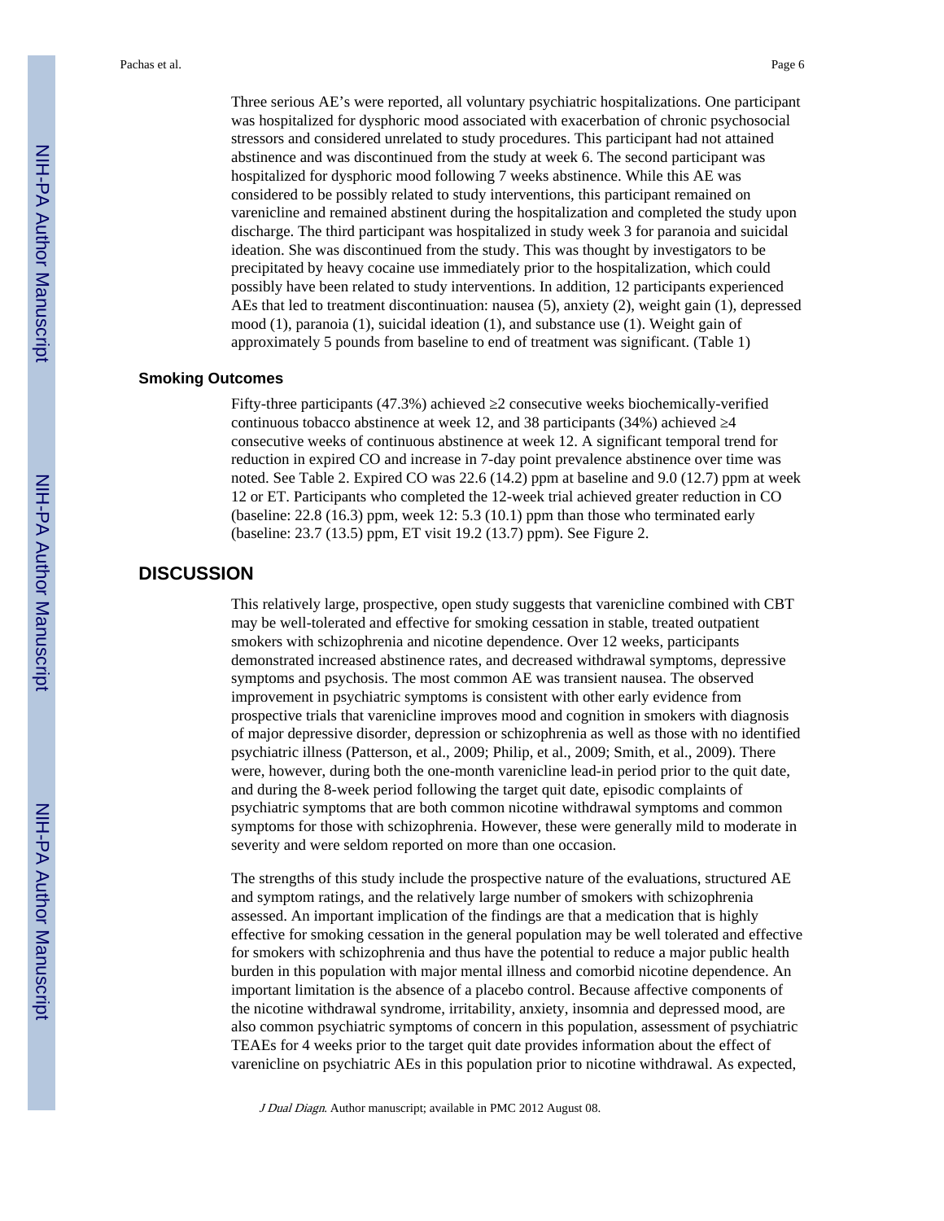Three serious AE's were reported, all voluntary psychiatric hospitalizations. One participant was hospitalized for dysphoric mood associated with exacerbation of chronic psychosocial stressors and considered unrelated to study procedures. This participant had not attained abstinence and was discontinued from the study at week 6. The second participant was hospitalized for dysphoric mood following 7 weeks abstinence. While this AE was considered to be possibly related to study interventions, this participant remained on varenicline and remained abstinent during the hospitalization and completed the study upon discharge. The third participant was hospitalized in study week 3 for paranoia and suicidal ideation. She was discontinued from the study. This was thought by investigators to be precipitated by heavy cocaine use immediately prior to the hospitalization, which could possibly have been related to study interventions. In addition, 12 participants experienced AEs that led to treatment discontinuation: nausea (5), anxiety (2), weight gain (1), depressed mood (1), paranoia (1), suicidal ideation (1), and substance use (1). Weight gain of approximately 5 pounds from baseline to end of treatment was significant. (Table 1)

### Smoking Outcomes

Fifty-three participants (47.3%) achieved ≥2 consecutive weeks biochemically-verified continuous tobacco abstinence at week 12, and 38 participants (34%) achieved ≥4 consecutive weeks of continuous abstinence at week 12. A significant temporal trend for reduction in expired CO and increase in 7-day point prevalence abstinence over time was noted. See Table 2. Expired CO was 22.6 (14.2) ppm at baseline and 9.0 (12.7) ppm at week 12 or ET. Participants who completed the 12-week trial achieved greater reduction in CO (baseline: 22.8 (16.3) ppm, week 12: 5.3 (10.1) ppm than those who terminated early (baseline: 23.7 (13.5) ppm, ET visit 19.2 (13.7) ppm). See Figure 2.

## DISCUSSION

This relatively large, prospective, open study suggests that varenicline combined with CBT may be well-tolerated and effective for smoking cessation in stable, treated outpatient smokers with schizophrenia and nicotine dependence. Over 12 weeks, participants demonstrated increased abstinence rates, and decreased withdrawal symptoms, depressive symptoms and psychosis. The most common AE was transient nausea. The observed improvement in psychiatric symptoms is consistent with other early evidence from prospective trials that varenicline improves mood and cognition in smokers with diagnosis of major depressive disorder, depression or schizophrenia as well as those with no identified psychiatric illness (Patterson, et al., 2009; Philip, et al., 2009; Smith, et al., 2009). There were, however, during both the one-month varenicline lead-in period prior to the quit date, and during the 8-week period following the target quit date, episodic complaints of psychiatric symptoms that are both common nicotine withdrawal symptoms and common symptoms for those with schizophrenia. However, these were generally mild to moderate in severity and were seldom reported on more than one occasion.

The strengths of this study include the prospective nature of the evaluations, structured AE and symptom ratings, and the relatively large number of smokers with schizophrenia assessed. An important implication of the findings are that a medication that is highly effective for smoking cessation in the general population may be well tolerated and effective for smokers with schizophrenia and thus have the potential to reduce a major public health burden in this population with major mental illness and comorbid nicotine dependence. An important limitation is the absence of a placebo control. Because affective components of the nicotine withdrawal syndrome, irritability, anxiety, insomnia and depressed mood, are also common psychiatric symptoms of concern in this population, assessment of psychiatric TEAEs for 4 weeks prior to the target quit date provides information about the effect of varenicline on psychiatric AEs in this population prior to nicotine withdrawal. As expected,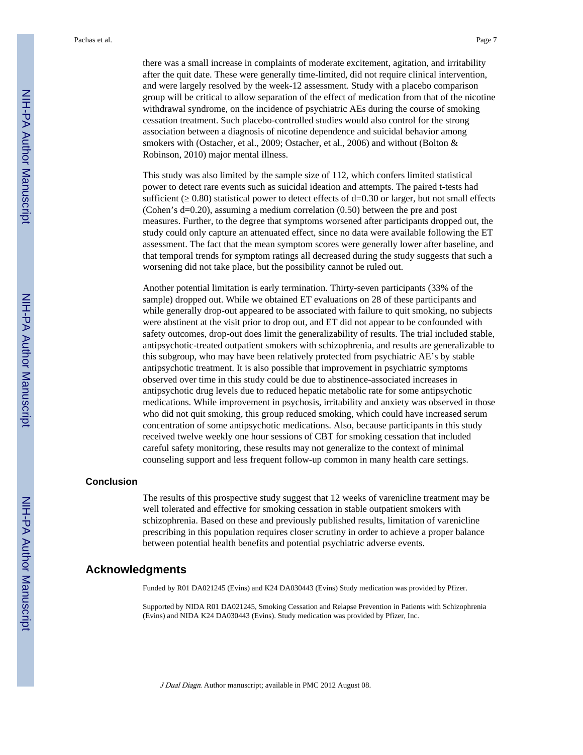there was a small increase in complaints of moderate excitement, agitation, and irritability after the quit date. These were generally time-limited, did not require clinical intervention, and were largely resolved by the week-12 assessment. Study with a placebo comparison group will be critical to allow separation of the effect of medication from that of the nicotine withdrawal syndrome, on the incidence of psychiatric AEs during the course of smoking cessation treatment. Such placebo-controlled studies would also control for the strong association between a diagnosis of nicotine dependence and suicidal behavior among smokers with (Ostacher, et al., 2009; Ostacher, et al., 2006) and without (Bolton & Robinson, 2010) major mental illness.

This study was also limited by the sample size of 112, which confers limited statistical power to detect rare events such as suicidal ideation and attempts. The paired t-tests had sufficient ($\geq 0.80$) statistical power to detect effects of $d=0.30$ or larger, but not small effects (Cohen's $d=0.20$), assuming a medium correlation (0.50) between the pre and post measures. Further, to the degree that symptoms worsened after participants dropped out, the study could only capture an attenuated effect, since no data were available following the ET assessment. The fact that the mean symptom scores were generally lower after baseline, and that temporal trends for symptom ratings all decreased during the study suggests that such a worsening did not take place, but the possibility cannot be ruled out.

Another potential limitation is early termination. Thirty-seven participants (33% of the sample) dropped out. While we obtained ET evaluations on 28 of these participants and while generally drop-out appeared to be associated with failure to quit smoking, no subjects were abstinent at the visit prior to drop out, and ET did not appear to be confounded with safety outcomes, drop-out does limit the generalizability of results. The trial included stable, antipsychotic-treated outpatient smokers with schizophrenia, and results are generalizable to this subgroup, who may have been relatively protected from psychiatric AE's by stable antipsychotic treatment. It is also possible that improvement in psychiatric symptoms observed over time in this study could be due to abstinence-associated increases in antipsychotic drug levels due to reduced hepatic metabolic rate for some antipsychotic medications. While improvement in psychosis, irritability and anxiety was observed in those who did not quit smoking, this group reduced smoking, which could have increased serum concentration of some antipsychotic medications. Also, because participants in this study received twelve weekly one hour sessions of CBT for smoking cessation that included careful safety monitoring, these results may not generalize to the context of minimal counseling support and less frequent follow-up common in many health care settings.

### Conclusion

The results of this prospective study suggest that 12 weeks of varenicline treatment may be well tolerated and effective for smoking cessation in stable outpatient smokers with schizophrenia. Based on these and previously published results, limitation of varenicline prescribing in this population requires closer scrutiny in order to achieve a proper balance between potential health benefits and potential psychiatric adverse events.

## Acknowledgments

Funded by R01 DA021245 (Evins) and K24 DA030443 (Evins) Study medication was provided by Pfizer.

Supported by NIDA R01 DA021245, Smoking Cessation and Relapse Prevention in Patients with Schizophrenia (Evins) and NIDA K24 DA030443 (Evins). Study medication was provided by Pfizer, Inc.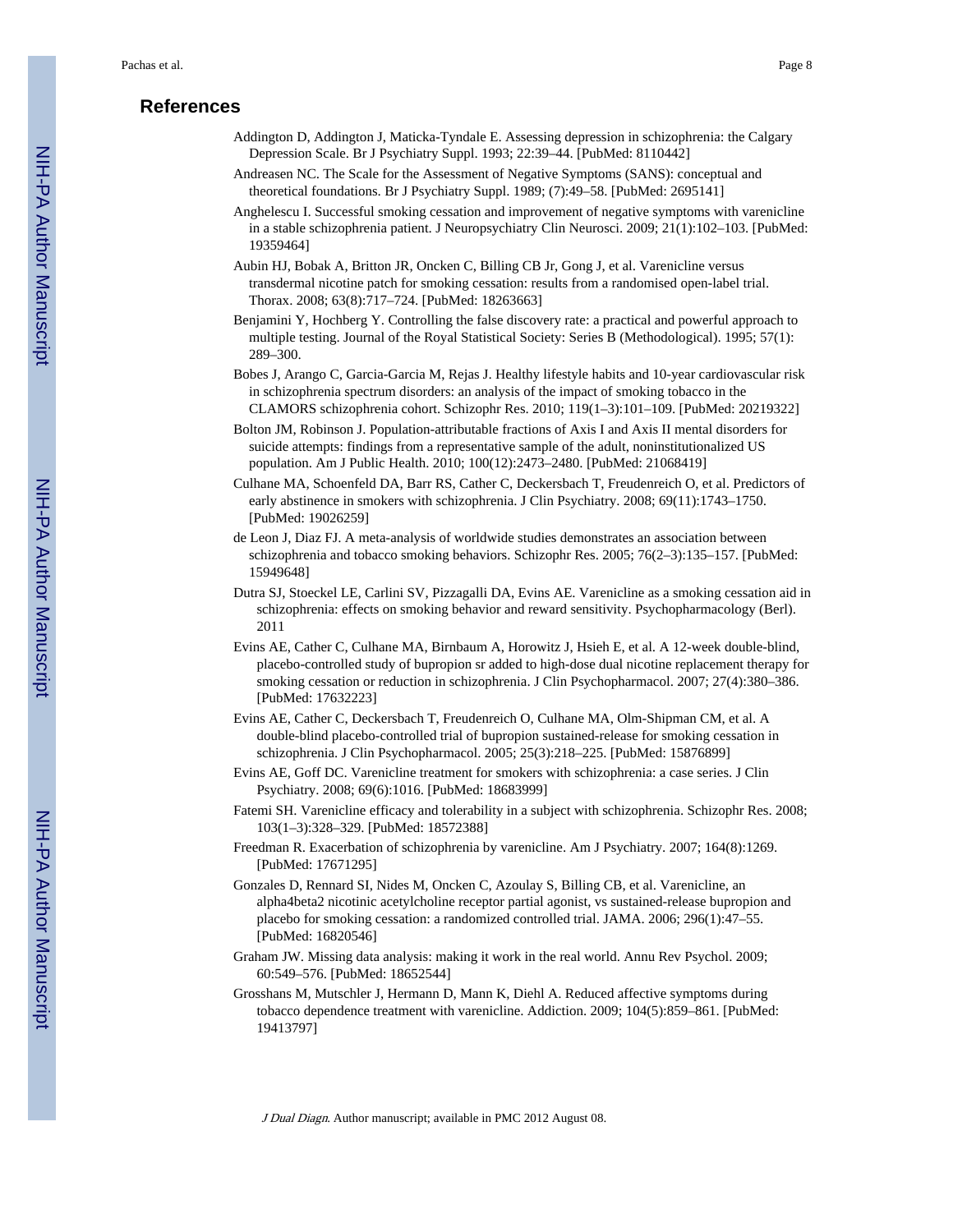## References

Addington D, Addington J, Maticka-Tyndale E. Assessing depression in schizophrenia: the Calgary Depression Scale. Br J Psychiatry Suppl. 1993; 22:39–44. [PubMed: 8110442]

Andreasen NC. The Scale for the Assessment of Negative Symptoms (SANS): conceptual and theoretical foundations. Br J Psychiatry Suppl. 1989; (7):49–58. [PubMed: 2695141]

Anghelescu I. Successful smoking cessation and improvement of negative symptoms with varenicline in a stable schizophrenia patient. J Neuropsychiatry Clin Neurosci. 2009; 21(1):102–103. [PubMed: 19359464]

Aubin HJ, Bobak A, Britton JR, Oncken C, Billing CB Jr, Gong J, et al. Varenicline versus transdermal nicotine patch for smoking cessation: results from a randomised open-label trial. Thorax. 2008; 63(8):717–724. [PubMed: 18263663]

Benjamini Y, Hochberg Y. Controlling the false discovery rate: a practical and powerful approach to multiple testing. Journal of the Royal Statistical Society: Series B (Methodological). 1995; 57(1): 289–300.

Bobes J, Arango C, Garcia-Garcia M, Rejas J. Healthy lifestyle habits and 10-year cardiovascular risk in schizophrenia spectrum disorders: an analysis of the impact of smoking tobacco in the CLAMORS schizophrenia cohort. Schizophr Res. 2010; 119(1–3):101–109. [PubMed: 20219322]

Bolton JM, Robinson J. Population-attributable fractions of Axis I and Axis II mental disorders for suicide attempts: findings from a representative sample of the adult, noninstitutionalized US population. Am J Public Health. 2010; 100(12):2473–2480. [PubMed: 21068419]

Culhane MA, Schoenfeld DA, Barr RS, Cather C, Deckersbach T, Freudenreich O, et al. Predictors of early abstinence in smokers with schizophrenia. J Clin Psychiatry. 2008; 69(11):1743–1750. [PubMed: 19026259]

de Leon J, Diaz FJ. A meta-analysis of worldwide studies demonstrates an association between schizophrenia and tobacco smoking behaviors. Schizophr Res. 2005; 76(2–3):135–157. [PubMed: 15949648]

Dutra SJ, Stoeckel LE, Carlini SV, Pizzagalli DA, Evins AE. Varenicline as a smoking cessation aid in schizophrenia: effects on smoking behavior and reward sensitivity. Psychopharmacology (Berl). 2011

Evins AE, Cather C, Culhane MA, Birnbaum A, Horowitz J, Hsieh E, et al. A 12-week double-blind, placebo-controlled study of bupropion sr added to high-dose dual nicotine replacement therapy for smoking cessation or reduction in schizophrenia. J Clin Psychopharmacol. 2007; 27(4):380–386. [PubMed: 17632223]

Evins AE, Cather C, Deckersbach T, Freudenreich O, Culhane MA, Olm-Shipman CM, et al. A double-blind placebo-controlled trial of bupropion sustained-release for smoking cessation in schizophrenia. J Clin Psychopharmacol. 2005; 25(3):218–225. [PubMed: 15876899]

Evins AE, Goff DC. Varenicline treatment for smokers with schizophrenia: a case series. J Clin Psychiatry. 2008; 69(6):1016. [PubMed: 18683999]

Fatemi SH. Varenicline efficacy and tolerability in a subject with schizophrenia. Schizophr Res. 2008; 103(1–3):328–329. [PubMed: 18572388]

Freedman R. Exacerbation of schizophrenia by varenicline. Am J Psychiatry. 2007; 164(8):1269. [PubMed: 17671295]

Gonzales D, Rennard SI, Nides M, Oncken C, Azoulay S, Billing CB, et al. Varenicline, an alpha4beta2 nicotinic acetylcholine receptor partial agonist, vs sustained-release bupropion and placebo for smoking cessation: a randomized controlled trial. JAMA. 2006; 296(1):47–55. [PubMed: 16820546]

Graham JW. Missing data analysis: making it work in the real world. Annu Rev Psychol. 2009; 60:549–576. [PubMed: 18652544]

Grosshans M, Mutschler J, Hermann D, Mann K, Diehl A. Reduced affective symptoms during tobacco dependence treatment with varenicline. Addiction. 2009; 104(5):859–861. [PubMed: 19413797]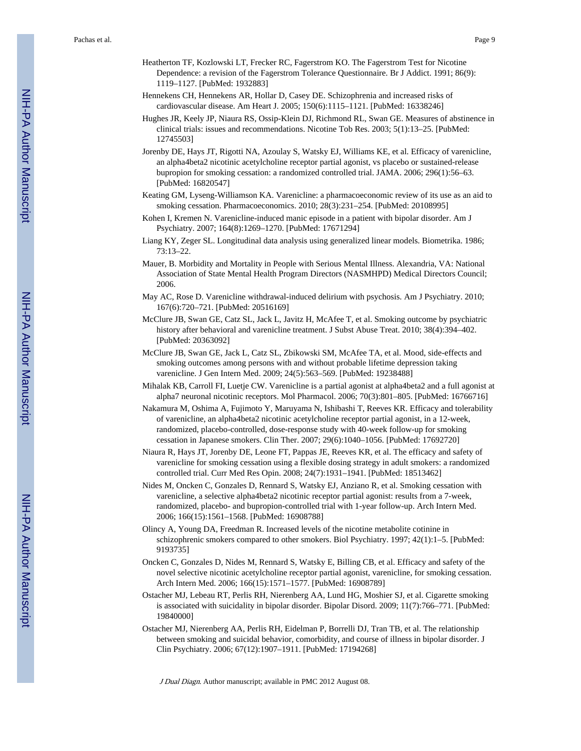Heatherton TF, Kozlowski LT, Frecker RC, Fagerstrom KO. The Fagerstrom Test for Nicotine Dependence: a revision of the Fagerstrom Tolerance Questionnaire. Br J Addict. 1991; 86(9): 1119–1127. [PubMed: 1932883]

Hennekens CH, Hennekens AR, Hollar D, Casey DE. Schizophrenia and increased risks of cardiovascular disease. Am Heart J. 2005; 150(6):1115–1121. [PubMed: 16338246]

Hughes JR, Keely JP, Niaura RS, Ossip-Klein DJ, Richmond RL, Swan GE. Measures of abstinence in clinical trials: issues and recommendations. Nicotine Tob Res. 2003; 5(1):13–25. [PubMed: 12745503]

Jorenby DE, Hays JT, Rigotti NA, Azoulay S, Watsky EJ, Williams KE, et al. Efficacy of varenicline, an alpha4beta2 nicotinic acetylcholine receptor partial agonist, vs placebo or sustained-release bupropion for smoking cessation: a randomized controlled trial. JAMA. 2006; 296(1):56–63. [PubMed: 16820547]

Keating GM, Lyseng-Williamson KA. Varenicline: a pharmacoeconomic review of its use as an aid to smoking cessation. Pharmacoeconomics. 2010; 28(3):231–254. [PubMed: 20108995]

Kohen I, Kremen N. Varenicline-induced manic episode in a patient with bipolar disorder. Am J Psychiatry. 2007; 164(8):1269–1270. [PubMed: 17671294]

Liang KY, Zeger SL. Longitudinal data analysis using generalized linear models. Biometrika. 1986; 73:13–22.

Mauer, B. Morbidity and Mortality in People with Serious Mental Illness. Alexandria, VA: National Association of State Mental Health Program Directors (NASMHPD) Medical Directors Council; 2006.

May AC, Rose D. Varenicline withdrawal-induced delirium with psychosis. Am J Psychiatry. 2010; 167(6):720–721. [PubMed: 20516169]

McClure JB, Swan GE, Catz SL, Jack L, Javitz H, McAfee T, et al. Smoking outcome by psychiatric history after behavioral and varenicline treatment. J Subst Abuse Treat. 2010; 38(4):394–402. [PubMed: 20363092]

McClure JB, Swan GE, Jack L, Catz SL, Zbikowski SM, McAfee TA, et al. Mood, side-effects and smoking outcomes among persons with and without probable lifetime depression taking varenicline. J Gen Intern Med. 2009; 24(5):563–569. [PubMed: 19238488]

Mihalak KB, Carroll FI, Luetje CW. Varenicline is a partial agonist at alpha4beta2 and a full agonist at alpha7 neuronal nicotinic receptors. Mol Pharmacol. 2006; 70(3):801–805. [PubMed: 16766716]

Nakamura M, Oshima A, Fujimoto Y, Maruyama N, Ishibashi T, Reeves KR. Efficacy and tolerability of varenicline, an alpha4beta2 nicotinic acetylcholine receptor partial agonist, in a 12-week, randomized, placebo-controlled, dose-response study with 40-week follow-up for smoking cessation in Japanese smokers. Clin Ther. 2007; 29(6):1040–1056. [PubMed: 17692720]

Niaura R, Hays JT, Jorenby DE, Leone FT, Pappas JE, Reeves KR, et al. The efficacy and safety of varenicline for smoking cessation using a flexible dosing strategy in adult smokers: a randomized controlled trial. Curr Med Res Opin. 2008; 24(7):1931–1941. [PubMed: 18513462]

Nides M, Oncken C, Gonzales D, Rennard S, Watsky EJ, Anziano R, et al. Smoking cessation with varenicline, a selective alpha4beta2 nicotinic receptor partial agonist: results from a 7-week, randomized, placebo- and bupropion-controlled trial with 1-year follow-up. Arch Intern Med. 2006; 166(15):1561–1568. [PubMed: 16908788]

Olincy A, Young DA, Freedman R. Increased levels of the nicotine metabolite cotinine in schizophrenic smokers compared to other smokers. Biol Psychiatry. 1997; 42(1):1–5. [PubMed: 9193735]

Oncken C, Gonzales D, Nides M, Rennard S, Watsky E, Billing CB, et al. Efficacy and safety of the novel selective nicotinic acetylcholine receptor partial agonist, varenicline, for smoking cessation. Arch Intern Med. 2006; 166(15):1571–1577. [PubMed: 16908789]

Ostacher MJ, Lebeau RT, Perlis RH, Nierenberg AA, Lund HG, Moshier SJ, et al. Cigarette smoking is associated with suicidality in bipolar disorder. Bipolar Disord. 2009; 11(7):766–771. [PubMed: 19840000]

Ostacher MJ, Nierenberg AA, Perlis RH, Eidelman P, Borrelli DJ, Tran TB, et al. The relationship between smoking and suicidal behavior, comorbidity, and course of illness in bipolar disorder. J Clin Psychiatry. 2006; 67(12):1907–1911. [PubMed: 17194268]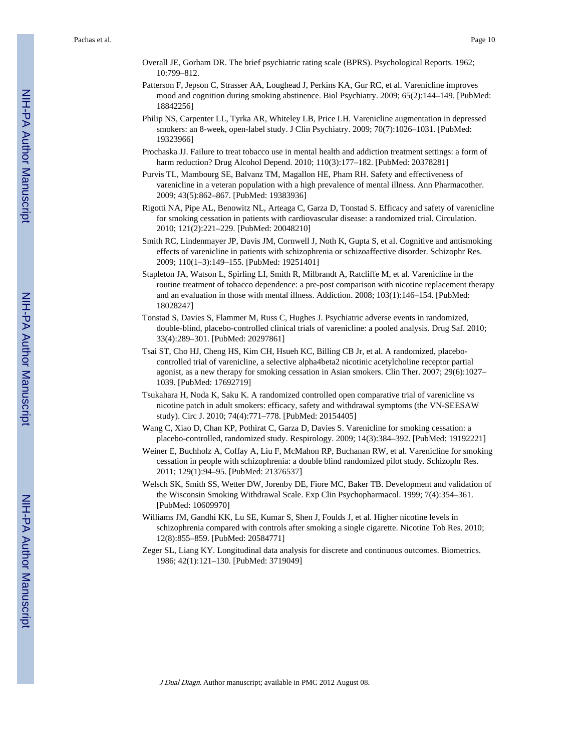Overall JE, Gorham DR. The brief psychiatric rating scale (BPRS). Psychological Reports. 1962; 10:799–812.

Patterson F, Jepson C, Strasser AA, Loughead J, Perkins KA, Gur RC, et al. Varenicline improves mood and cognition during smoking abstinence. Biol Psychiatry. 2009; 65(2):144–149. [PubMed: 18842256]

Philip NS, Carpenter LL, Tyrka AR, Whiteley LB, Price LH. Varenicline augmentation in depressed smokers: an 8-week, open-label study. J Clin Psychiatry. 2009; 70(7):1026–1031. [PubMed: 19323966]

Prochaska JJ. Failure to treat tobacco use in mental health and addiction treatment settings: a form of harm reduction? Drug Alcohol Depend. 2010; 110(3):177–182. [PubMed: 20378281]

Purvis TL, Mambourg SE, Balvanz TM, Magallon HE, Pham RH. Safety and effectiveness of varenicline in a veteran population with a high prevalence of mental illness. Ann Pharmacother. 2009; 43(5):862–867. [PubMed: 19383936]

Rigotti NA, Pipe AL, Benowitz NL, Arteaga C, Garza D, Tonstad S. Efficacy and safety of varenicline for smoking cessation in patients with cardiovascular disease: a randomized trial. Circulation. 2010; 121(2):221–229. [PubMed: 20048210]

Smith RC, Lindenmayer JP, Davis JM, Cornwell J, Noth K, Gupta S, et al. Cognitive and antismoking effects of varenicline in patients with schizophrenia or schizoaffective disorder. Schizophr Res. 2009; 110(1–3):149–155. [PubMed: 19251401]

Stapleton JA, Watson L, Spirling LI, Smith R, Milbrandt A, Ratcliffe M, et al. Varenicline in the routine treatment of tobacco dependence: a pre-post comparison with nicotine replacement therapy and an evaluation in those with mental illness. Addiction. 2008; 103(1):146–154. [PubMed: 18028247]

Tonstad S, Davies S, Flammer M, Russ C, Hughes J. Psychiatric adverse events in randomized, double-blind, placebo-controlled clinical trials of varenicline: a pooled analysis. Drug Saf. 2010; 33(4):289–301. [PubMed: 20297861]

Tsai ST, Cho HJ, Cheng HS, Kim CH, Hsueh KC, Billing CB Jr, et al. A randomized, placebo-controlled trial of varenicline, a selective alpha4beta2 nicotinic acetylcholine receptor partial agonist, as a new therapy for smoking cessation in Asian smokers. Clin Ther. 2007; 29(6):1027–1039. [PubMed: 17692719]

Tsukahara H, Noda K, Saku K. A randomized controlled open comparative trial of varenicline vs nicotine patch in adult smokers: efficacy, safety and withdrawal symptoms (the VN-SEESAW study). Circ J. 2010; 74(4):771–778. [PubMed: 20154405]

Wang C, Xiao D, Chan KP, Pothirat C, Garza D, Davies S. Varenicline for smoking cessation: a placebo-controlled, randomized study. Respirology. 2009; 14(3):384–392. [PubMed: 19192221]

Weiner E, Buchholz A, Coffay A, Liu F, McMahon RP, Buchanan RW, et al. Varenicline for smoking cessation in people with schizophrenia: a double blind randomized pilot study. Schizophr Res. 2011; 129(1):94–95. [PubMed: 21376537]

Welsch SK, Smith SS, Wetter DW, Jorenby DE, Fiore MC, Baker TB. Development and validation of the Wisconsin Smoking Withdrawal Scale. Exp Clin Psychopharmacol. 1999; 7(4):354–361. [PubMed: 10609970]

Williams JM, Gandhi KK, Lu SE, Kumar S, Shen J, Foulds J, et al. Higher nicotine levels in schizophrenia compared with controls after smoking a single cigarette. Nicotine Tob Res. 2010; 12(8):855–859. [PubMed: 20584771]

Zeger SL, Liang KY. Longitudinal data analysis for discrete and continuous outcomes. Biometrics. 1986; 42(1):121–130. [PubMed: 3719049]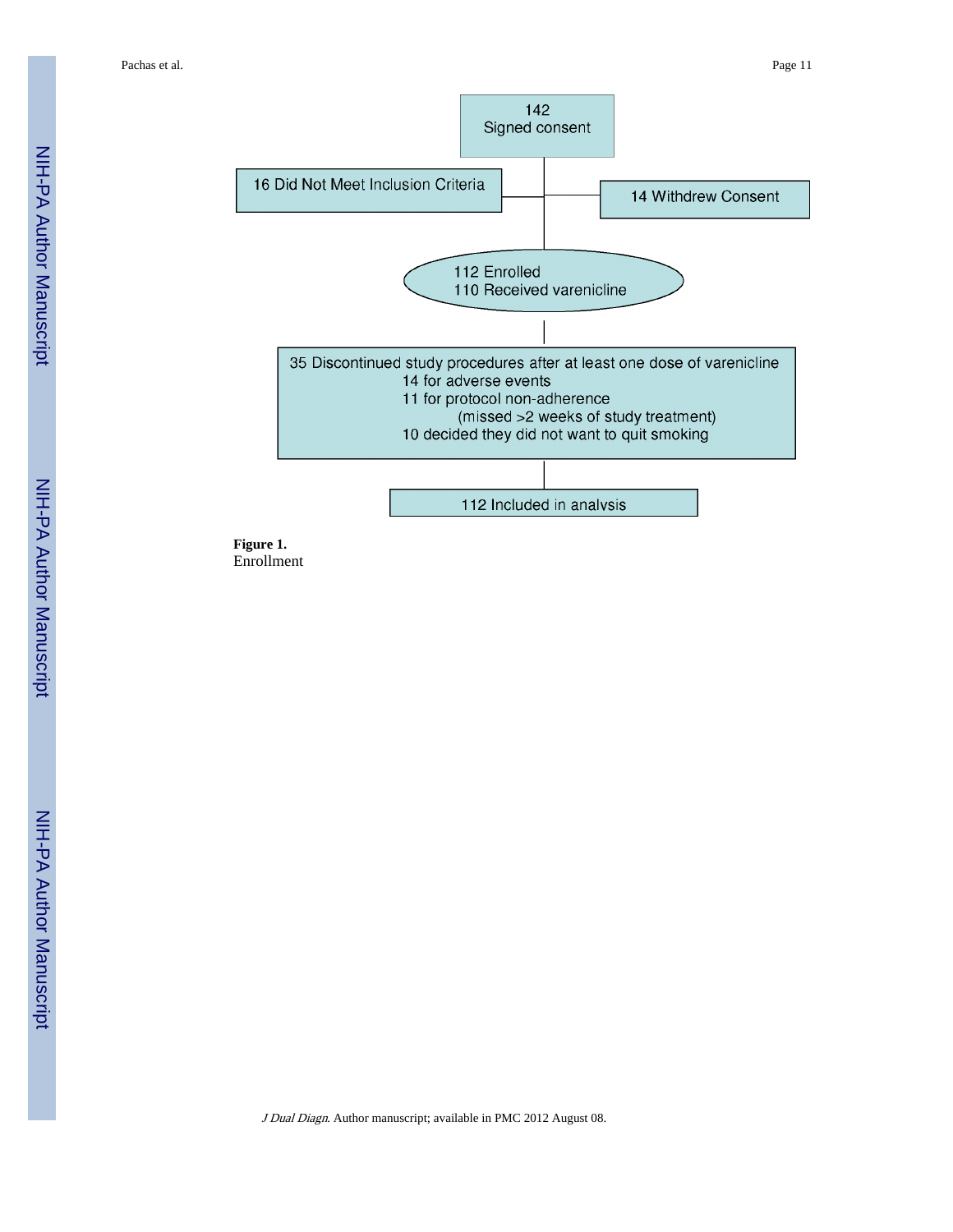142
Signed consent

16 Did Not Meet Inclusion Criteria

14 Withdrew Consent

112 Enrolled
110 Received varenicline

35 Discontinued study procedures after at least one dose of varenicline
- 14 for adverse events
- 11 for protocol non-adherence (missed >2 weeks of study treatment)
- 10 decided they did not want to quit smoking

112 Included in analysis

**Figure 1.**
Enrollment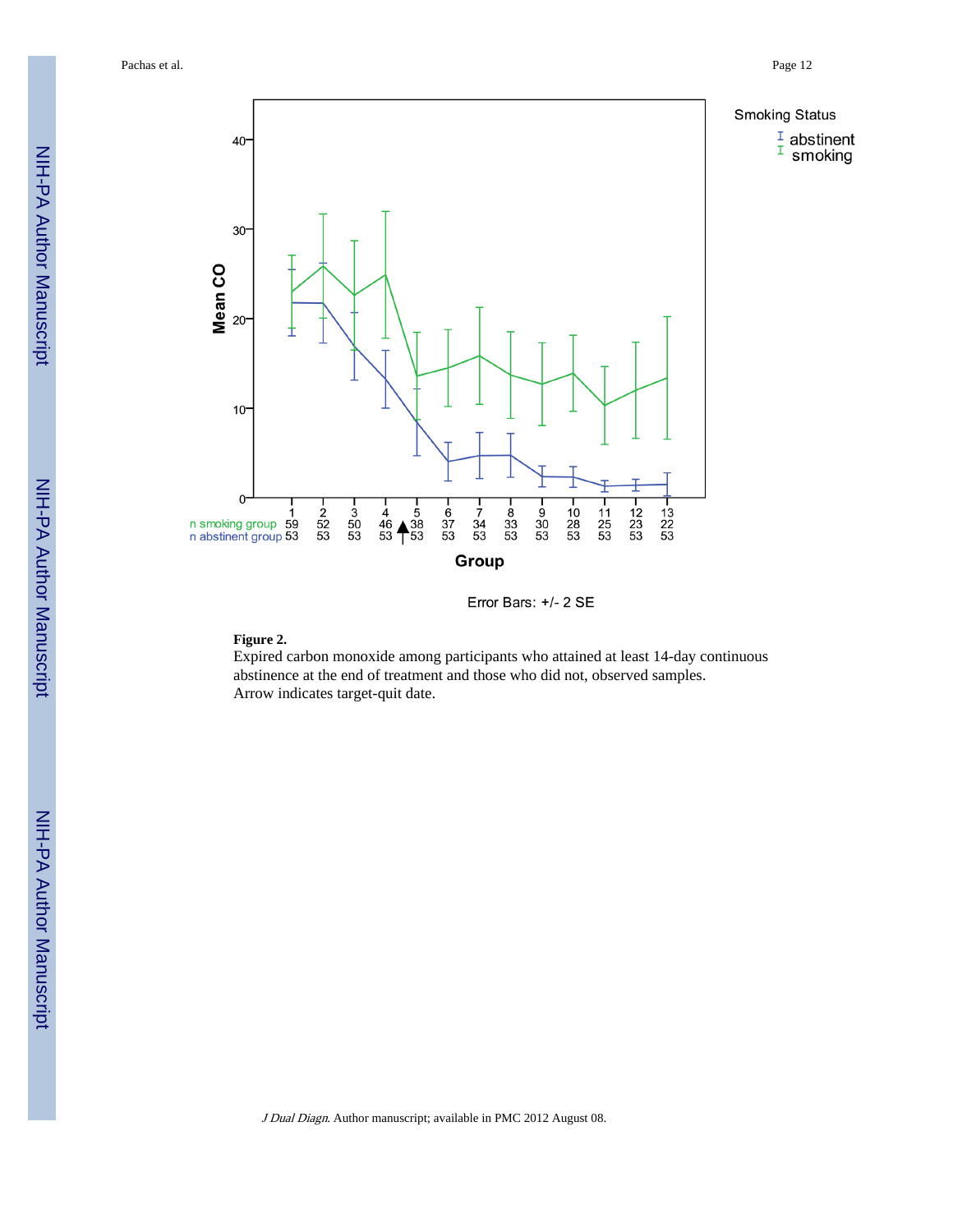**Figure 2.**

Expired carbon monoxide among participants who attained at least 14-day continuous abstinence at the end of treatment and those who did not, observed samples.

Arrow indicates target-quit date.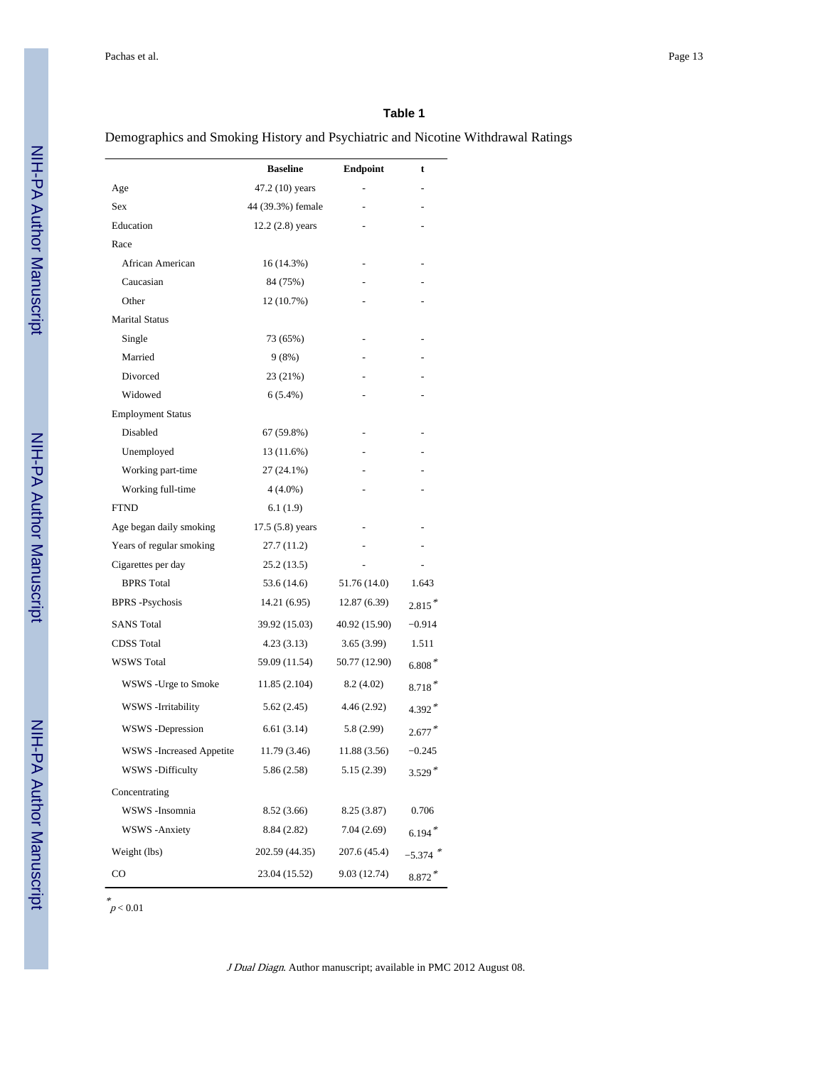**Table 1**

Demographics and Smoking History and Psychiatric and Nicotine Withdrawal Ratings

| | Baseline | Endpoint | t |
|---|---|---|---|
| Age | 47.2 (10) years | - | - |
| Sex | 44 (39.3%) female | - | - |
| Education | 12.2 (2.8) years | - | - |
| Race | | | |
| African American | 16 (14.3%) | - | - |
| Caucasian | 84 (75%) | - | - |
| Other | 12 (10.7%) | - | - |
| Marital Status | | | |
| Single | 73 (65%) | - | - |
| Married | 9 (8%) | - | - |
| Divorced | 23 (21%) | - | - |
| Widowed | 6 (5.4%) | - | - |
| Employment Status | | | |
| Disabled | 67 (59.8%) | - | - |
| Unemployed | 13 (11.6%) | - | - |
| Working part-time | 27 (24.1%) | - | - |
| Working full-time | 4 (4.0%) | - | - |
| FTND | 6.1 (1.9) | | |
| Age began daily smoking | 17.5 (5.8) years | - | - |
| Years of regular smoking | 27.7 (11.2) | - | - |
| Cigarettes per day | 25.2 (13.5) | - | - |
| BPRS Total | 53.6 (14.6) | 51.76 (14.0) | 1.643 |
| BPRS -Psychosis | 14.21 (6.95) | 12.87 (6.39) | 2.815* |
| SANS Total | 39.92 (15.03) | 40.92 (15.90) | −0.914 |
| CDSS Total | 4.23 (3.13) | 3.65 (3.99) | 1.511 |
| WSWS Total | 59.09 (11.54) | 50.77 (12.90) | 6.808* |
| WSWS -Urge to Smoke | 11.85 (2.104) | 8.2 (4.02) | 8.718* |
| WSWS -Irritability | 5.62 (2.45) | 4.46 (2.92) | 4.392* |
| WSWS -Depression | 6.61 (3.14) | 5.8 (2.99) | 2.677* |
| WSWS -Increased Appetite | 11.79 (3.46) | 11.88 (3.56) | −0.245 |
| WSWS -Difficulty Concentrating | 5.86 (2.58) | 5.15 (2.39) | 3.529* |
| WSWS -Insomnia | 8.52 (3.66) | 8.25 (3.87) | 0.706 |
| WSWS -Anxiety | 8.84 (2.82) | 7.04 (2.69) | 6.194* |
| Weight (lbs) | 202.59 (44.35) | 207.6 (45.4) | −5.374* |
| CO | 23.04 (15.52) | 9.03 (12.74) | 8.872* |

* $p < 0.01$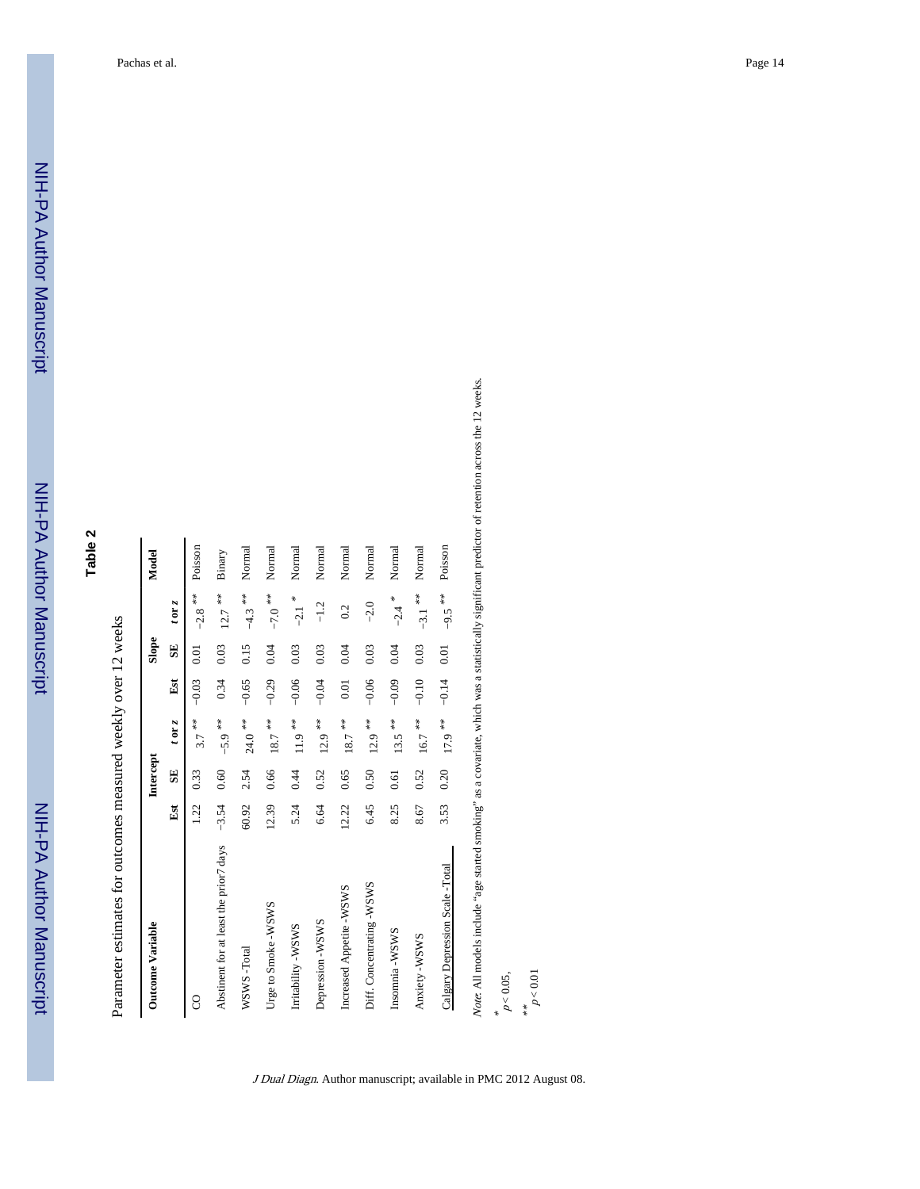# Table 2

Parameter estimates for outcomes measured weekly over 12 weeks

| Outcome Variable | Intercept | | | Slope | | | Model |
|---|---|---|---|---|---|---|---|
| | Est | SE | t or z | Est | SE | t or z | |
| CO | 1.22 | 0.33 | 3.7 ** | −0.03 | 0.01 | −2.8 ** | Poisson |
| Abstinent for at least the prior7 days | −3.54 | 0.60 | −5.9 ** | 0.34 | 0.03 | 12.7 ** | Binary |
| WSWS -Total | 60.92 | 2.54 | 24.0 ** | −0.65 | 0.15 | −4.3 ** | Normal |
| Urge to Smoke -WSWS | 12.39 | 0.66 | 18.7 ** | −0.29 | 0.04 | −7.0 ** | Normal |
| Irritability -WSWS | 5.24 | 0.44 | 11.9 ** | −0.06 | 0.03 | −2.1 * | Normal |
| Depression -WSWS | 6.64 | 0.52 | 12.9 ** | −0.04 | 0.03 | −1.2 | Normal |
| Increased Appetite -WSWS | 12.22 | 0.65 | 18.7 ** | 0.01 | 0.04 | 0.2 | Normal |
| Diff. Concentrating -WSWS | 6.45 | 0.50 | 12.9 ** | −0.06 | 0.03 | −2.0 | Normal |
| Insomnia -WSWS | 8.25 | 0.61 | 13.5 ** | −0.09 | 0.04 | −2.4 * | Normal |
| Anxiety -WSWS | 8.67 | 0.52 | 16.7 ** | −0.10 | 0.03 | −3.1 ** | Normal |
| Calgary Depression Scale -Total | 3.53 | 0.20 | 17.9 ** | −0.14 | 0.01 | −9.5 ** | Poisson |

*Note.* All models include "age started smoking" as a covariate, which was a statistically significant predictor of retention across the 12 weeks.

\* $p < 0.05$,

\*\* $p < 0.01$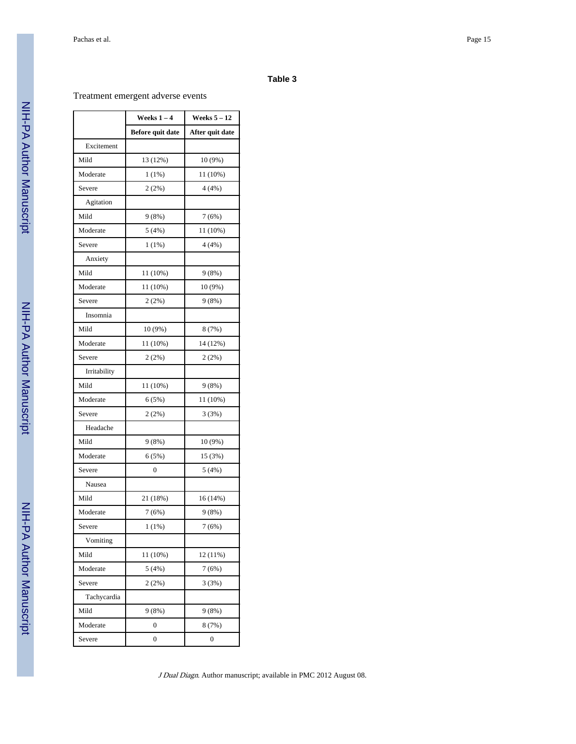**Table 3**

Treatment emergent adverse events

| | Weeks 1 – 4 | Weeks 5 – 12 |
|---|---|---|
| | **Before quit date** | **After quit date** |
| Excitement | | |
| Mild | 13 (12%) | 10 (9%) |
| Moderate | 1 (1%) | 11 (10%) |
| Severe | 2 (2%) | 4 (4%) |
| Agitation | | |
| Mild | 9 (8%) | 7 (6%) |
| Moderate | 5 (4%) | 11 (10%) |
| Severe | 1 (1%) | 4 (4%) |
| Anxiety | | |
| Mild | 11 (10%) | 9 (8%) |
| Moderate | 11 (10%) | 10 (9%) |
| Severe | 2 (2%) | 9 (8%) |
| Insomnia | | |
| Mild | 10 (9%) | 8 (7%) |
| Moderate | 11 (10%) | 14 (12%) |
| Severe | 2 (2%) | 2 (2%) |
| Irritability | | |
| Mild | 11 (10%) | 9 (8%) |
| Moderate | 6 (5%) | 11 (10%) |
| Severe | 2 (2%) | 3 (3%) |
| Headache | | |
| Mild | 9 (8%) | 10 (9%) |
| Moderate | 6 (5%) | 15 (3%) |
| Severe | 0 | 5 (4%) |
| Nausea | | |
| Mild | 21 (18%) | 16 (14%) |
| Moderate | 7 (6%) | 9 (8%) |
| Severe | 1 (1%) | 7 (6%) |
| Vomiting | | |
| Mild | 11 (10%) | 12 (11%) |
| Moderate | 5 (4%) | 7 (6%) |
| Severe | 2 (2%) | 3 (3%) |
| Tachycardia | | |
| Mild | 9 (8%) | 9 (8%) |
| Moderate | 0 | 8 (7%) |
| Severe | 0 | 0 |